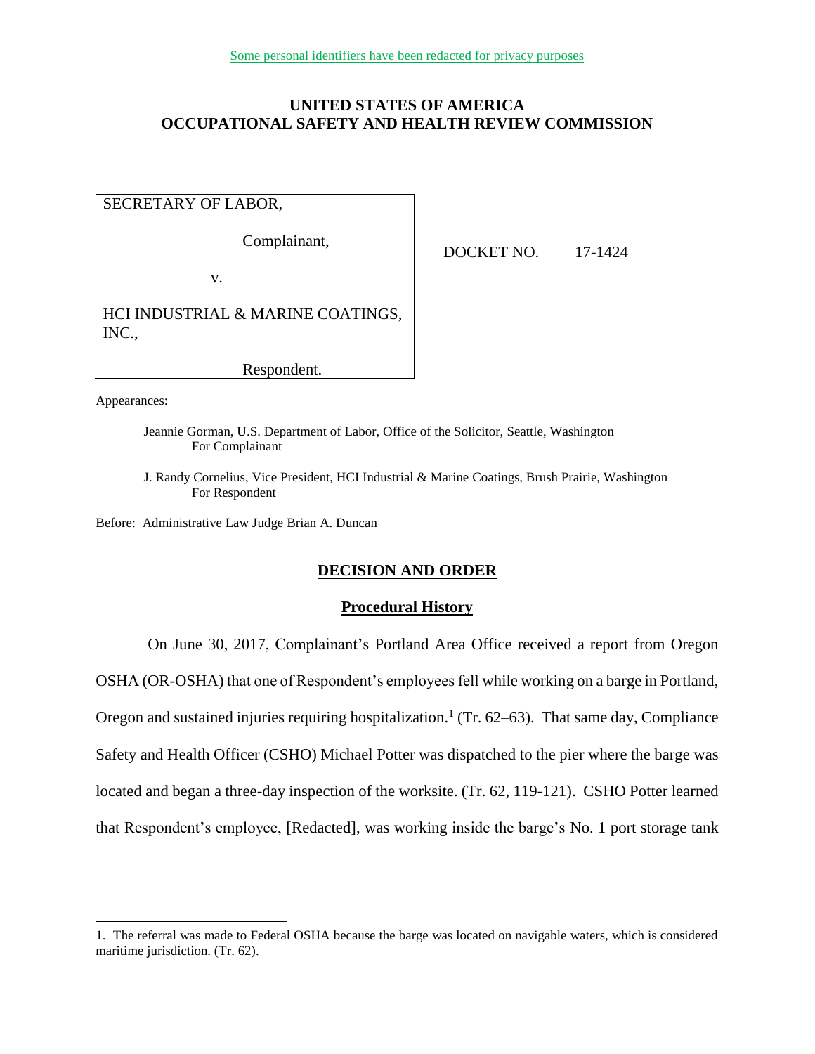Some personal identifiers have been redacted for privacy purposes

# UNITED STATES OF AMERICA
# OCCUPATIONAL SAFETY AND HEALTH REVIEW COMMISSION

SECRETARY OF LABOR,

Complainant,

v.

HCI INDUSTRIAL & MARINE COATINGS, INC.,

Respondent.

DOCKET NO. 17-1424

Appearances:

Jeannie Gorman, U.S. Department of Labor, Office of the Solicitor, Seattle, Washington
For Complainant

J. Randy Cornelius, Vice President, HCI Industrial & Marine Coatings, Brush Prairie, Washington
For Respondent

Before: Administrative Law Judge Brian A. Duncan

## DECISION AND ORDER

### Procedural History

On June 30, 2017, Complainant's Portland Area Office received a report from Oregon OSHA (OR-OSHA) that one of Respondent's employees fell while working on a barge in Portland, Oregon and sustained injuries requiring hospitalization.[1] (Tr. 62–63). That same day, Compliance Safety and Health Officer (CSHO) Michael Potter was dispatched to the pier where the barge was located and began a three-day inspection of the worksite. (Tr. 62, 119-121). CSHO Potter learned that Respondent's employee, [Redacted], was working inside the barge's No. 1 port storage tank

1. The referral was made to Federal OSHA because the barge was located on navigable waters, which is considered maritime jurisdiction. (Tr. 62).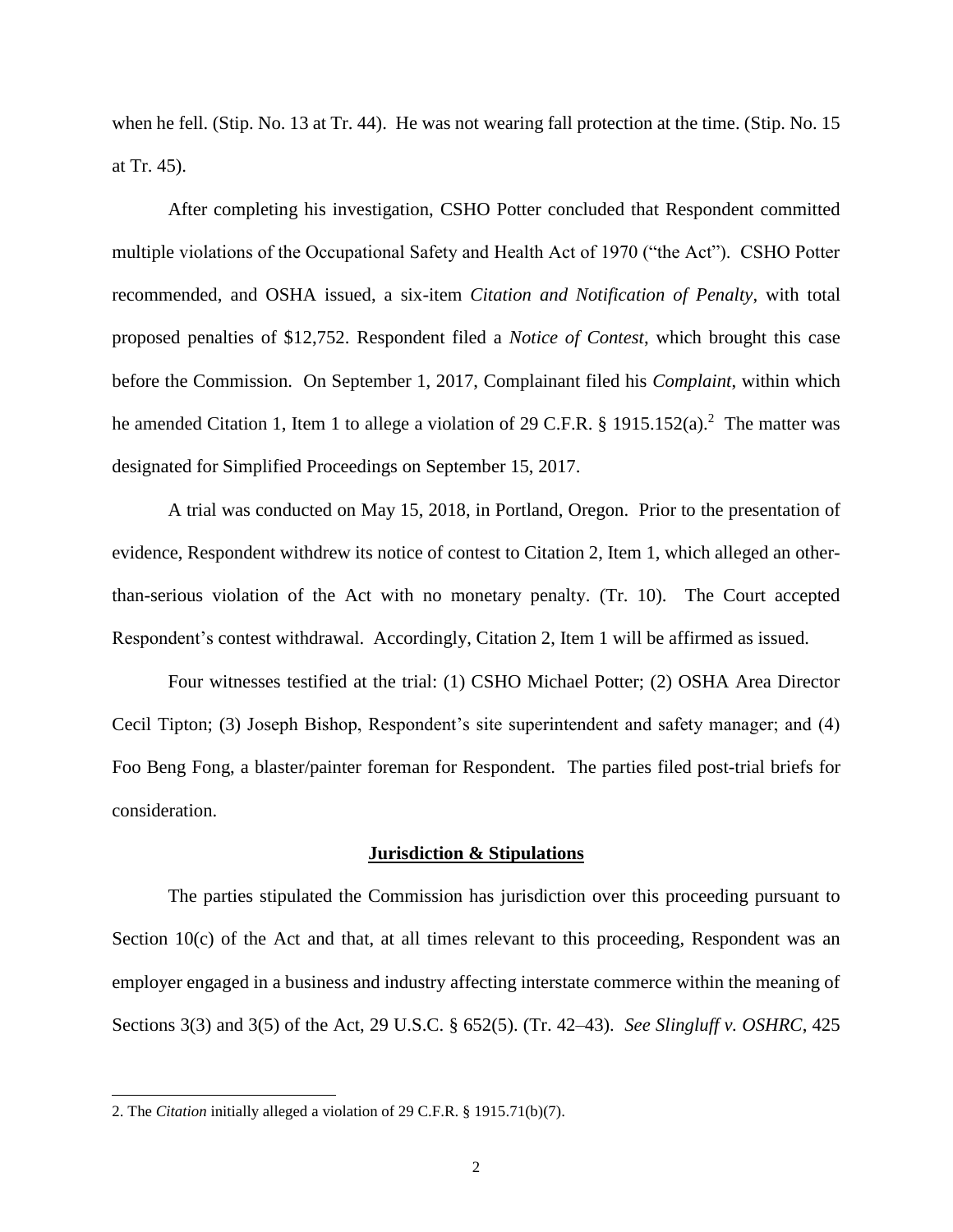when he fell. (Stip. No. 13 at Tr. 44). He was not wearing fall protection at the time. (Stip. No. 15 at Tr. 45).

After completing his investigation, CSHO Potter concluded that Respondent committed multiple violations of the Occupational Safety and Health Act of 1970 ("the Act"). CSHO Potter recommended, and OSHA issued, a six-item *Citation and Notification of Penalty*, with total proposed penalties of $12,752. Respondent filed a *Notice of Contest*, which brought this case before the Commission. On September 1, 2017, Complainant filed his *Complaint*, within which he amended Citation 1, Item 1 to allege a violation of 29 C.F.R. § 1915.152(a).[2] The matter was designated for Simplified Proceedings on September 15, 2017.

A trial was conducted on May 15, 2018, in Portland, Oregon. Prior to the presentation of evidence, Respondent withdrew its notice of contest to Citation 2, Item 1, which alleged an other-than-serious violation of the Act with no monetary penalty. (Tr. 10). The Court accepted Respondent's contest withdrawal. Accordingly, Citation 2, Item 1 will be affirmed as issued.

Four witnesses testified at the trial: (1) CSHO Michael Potter; (2) OSHA Area Director Cecil Tipton; (3) Joseph Bishop, Respondent's site superintendent and safety manager; and (4) Foo Beng Fong, a blaster/painter foreman for Respondent. The parties filed post-trial briefs for consideration.

## Jurisdiction & Stipulations

The parties stipulated the Commission has jurisdiction over this proceeding pursuant to Section 10(c) of the Act and that, at all times relevant to this proceeding, Respondent was an employer engaged in a business and industry affecting interstate commerce within the meaning of Sections 3(3) and 3(5) of the Act, 29 U.S.C. § 652(5). (Tr. 42–43). *See Slingluff v. OSHRC*, 425

2. The *Citation* initially alleged a violation of 29 C.F.R. § 1915.71(b)(7).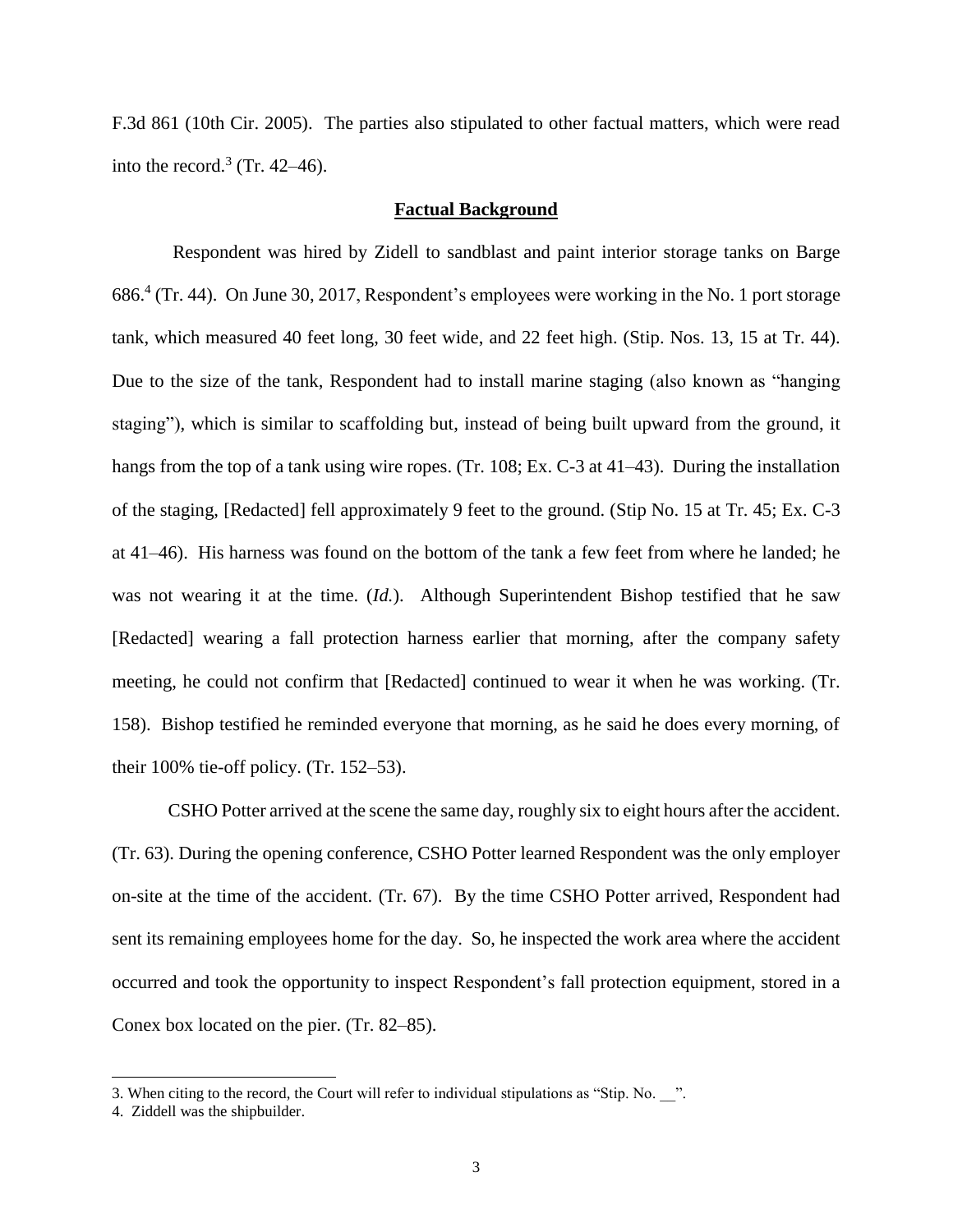F.3d 861 (10th Cir. 2005). The parties also stipulated to other factual matters, which were read into the record.[3] (Tr. 42–46).

## Factual Background

Respondent was hired by Zidell to sandblast and paint interior storage tanks on Barge 686.[4] (Tr. 44). On June 30, 2017, Respondent's employees were working in the No. 1 port storage tank, which measured 40 feet long, 30 feet wide, and 22 feet high. (Stip. Nos. 13, 15 at Tr. 44). Due to the size of the tank, Respondent had to install marine staging (also known as "hanging staging"), which is similar to scaffolding but, instead of being built upward from the ground, it hangs from the top of a tank using wire ropes. (Tr. 108; Ex. C-3 at 41–43). During the installation of the staging, [Redacted] fell approximately 9 feet to the ground. (Stip No. 15 at Tr. 45; Ex. C-3 at 41–46). His harness was found on the bottom of the tank a few feet from where he landed; he was not wearing it at the time. (*Id.*). Although Superintendent Bishop testified that he saw [Redacted] wearing a fall protection harness earlier that morning, after the company safety meeting, he could not confirm that [Redacted] continued to wear it when he was working. (Tr. 158). Bishop testified he reminded everyone that morning, as he said he does every morning, of their 100% tie-off policy. (Tr. 152–53).

CSHO Potter arrived at the scene the same day, roughly six to eight hours after the accident. (Tr. 63). During the opening conference, CSHO Potter learned Respondent was the only employer on-site at the time of the accident. (Tr. 67). By the time CSHO Potter arrived, Respondent had sent its remaining employees home for the day. So, he inspected the work area where the accident occurred and took the opportunity to inspect Respondent's fall protection equipment, stored in a Conex box located on the pier. (Tr. 82–85).

---

3. When citing to the record, the Court will refer to individual stipulations as "Stip. No. __".

4. Ziddell was the shipbuilder.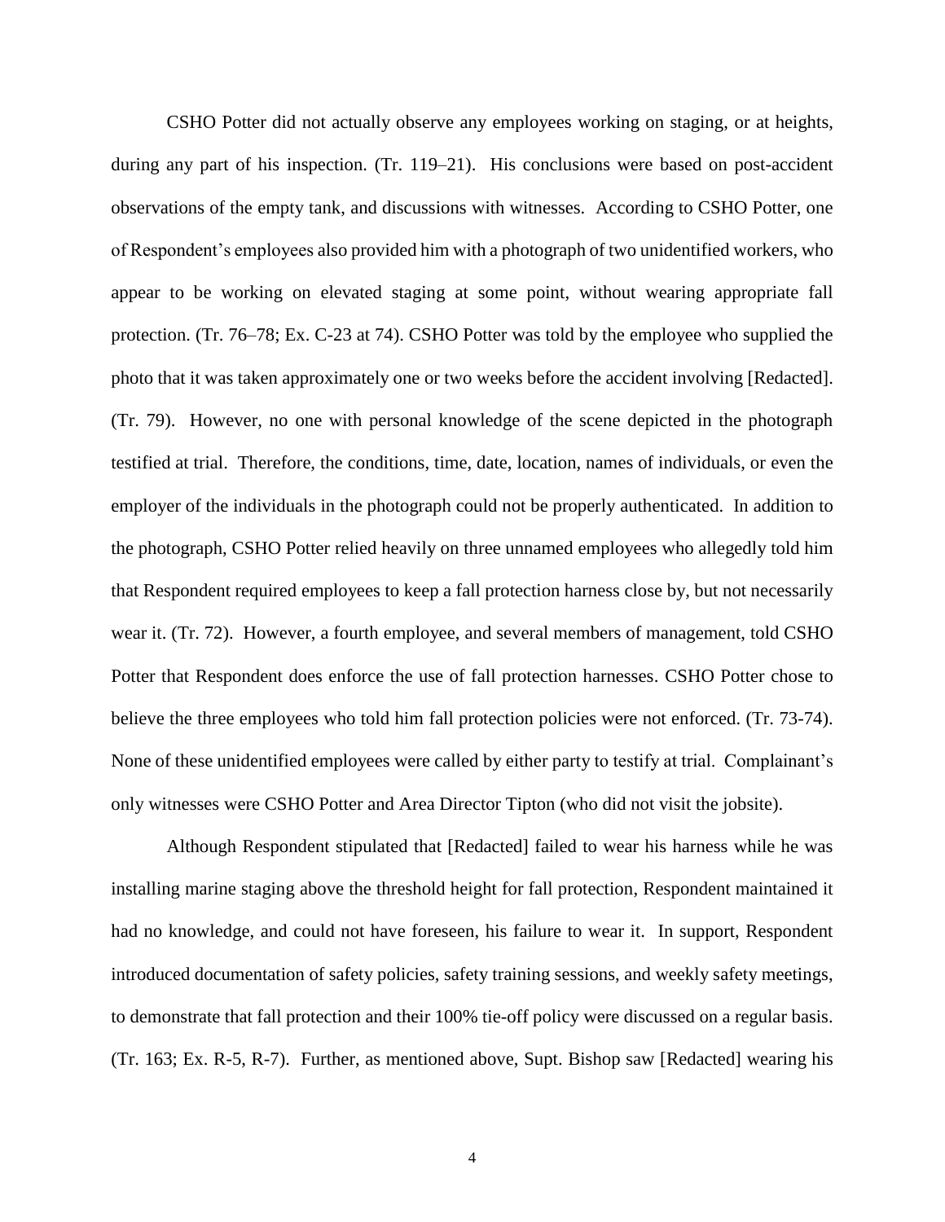CSHO Potter did not actually observe any employees working on staging, or at heights, during any part of his inspection. (Tr. 119–21). His conclusions were based on post-accident observations of the empty tank, and discussions with witnesses. According to CSHO Potter, one of Respondent's employees also provided him with a photograph of two unidentified workers, who appear to be working on elevated staging at some point, without wearing appropriate fall protection. (Tr. 76–78; Ex. C-23 at 74). CSHO Potter was told by the employee who supplied the photo that it was taken approximately one or two weeks before the accident involving [Redacted]. (Tr. 79). However, no one with personal knowledge of the scene depicted in the photograph testified at trial. Therefore, the conditions, time, date, location, names of individuals, or even the employer of the individuals in the photograph could not be properly authenticated. In addition to the photograph, CSHO Potter relied heavily on three unnamed employees who allegedly told him that Respondent required employees to keep a fall protection harness close by, but not necessarily wear it. (Tr. 72). However, a fourth employee, and several members of management, told CSHO Potter that Respondent does enforce the use of fall protection harnesses. CSHO Potter chose to believe the three employees who told him fall protection policies were not enforced. (Tr. 73-74). None of these unidentified employees were called by either party to testify at trial. Complainant's only witnesses were CSHO Potter and Area Director Tipton (who did not visit the jobsite).

Although Respondent stipulated that [Redacted] failed to wear his harness while he was installing marine staging above the threshold height for fall protection, Respondent maintained it had no knowledge, and could not have foreseen, his failure to wear it. In support, Respondent introduced documentation of safety policies, safety training sessions, and weekly safety meetings, to demonstrate that fall protection and their 100% tie-off policy were discussed on a regular basis. (Tr. 163; Ex. R-5, R-7). Further, as mentioned above, Supt. Bishop saw [Redacted] wearing his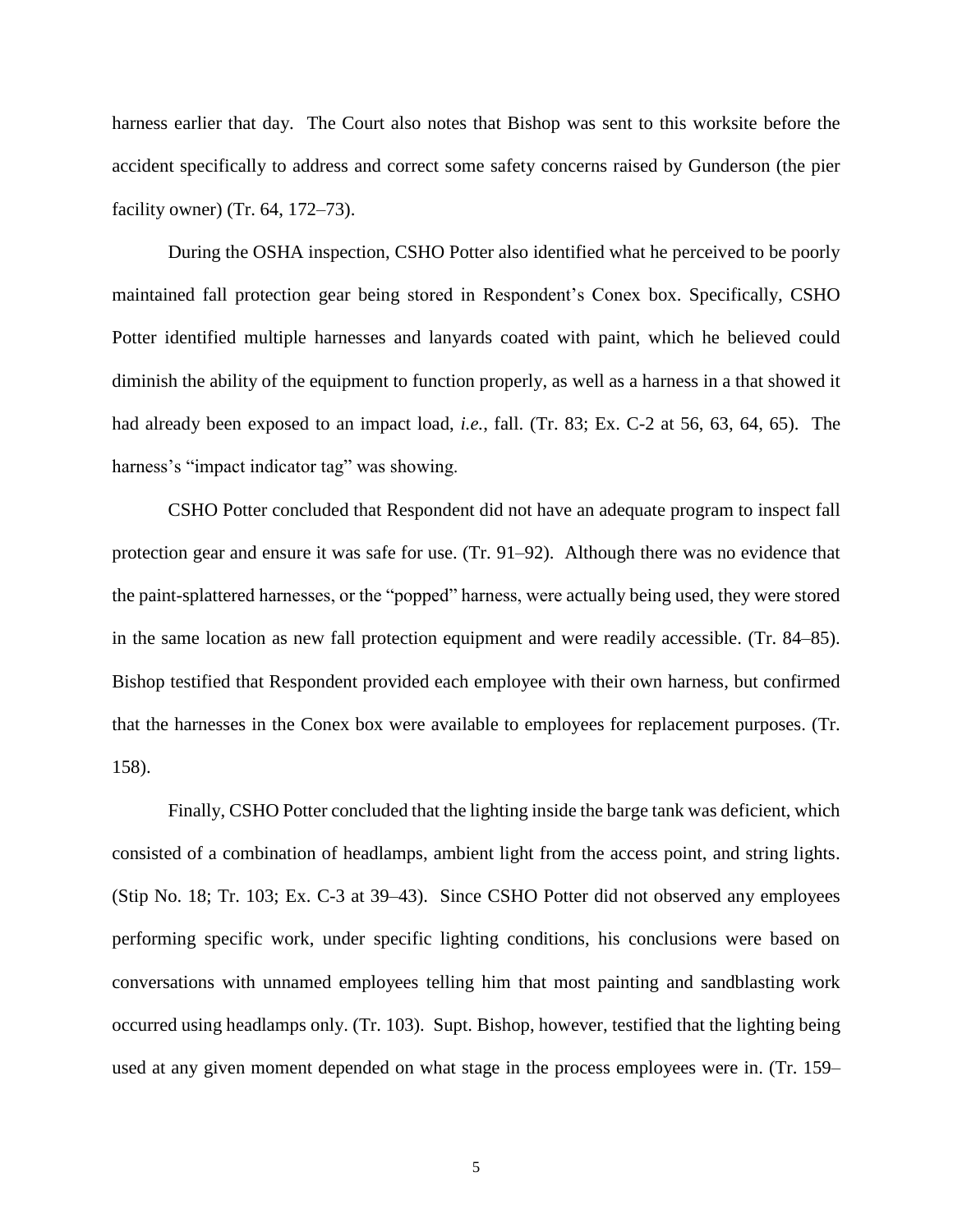harness earlier that day. The Court also notes that Bishop was sent to this worksite before the accident specifically to address and correct some safety concerns raised by Gunderson (the pier facility owner) (Tr. 64, 172–73).

During the OSHA inspection, CSHO Potter also identified what he perceived to be poorly maintained fall protection gear being stored in Respondent's Conex box. Specifically, CSHO Potter identified multiple harnesses and lanyards coated with paint, which he believed could diminish the ability of the equipment to function properly, as well as a harness in a that showed it had already been exposed to an impact load, *i.e.*, fall. (Tr. 83; Ex. C-2 at 56, 63, 64, 65). The harness's "impact indicator tag" was showing.

CSHO Potter concluded that Respondent did not have an adequate program to inspect fall protection gear and ensure it was safe for use. (Tr. 91–92). Although there was no evidence that the paint-splattered harnesses, or the "popped" harness, were actually being used, they were stored in the same location as new fall protection equipment and were readily accessible. (Tr. 84–85). Bishop testified that Respondent provided each employee with their own harness, but confirmed that the harnesses in the Conex box were available to employees for replacement purposes. (Tr. 158).

Finally, CSHO Potter concluded that the lighting inside the barge tank was deficient, which consisted of a combination of headlamps, ambient light from the access point, and string lights. (Stip No. 18; Tr. 103; Ex. C-3 at 39–43). Since CSHO Potter did not observed any employees performing specific work, under specific lighting conditions, his conclusions were based on conversations with unnamed employees telling him that most painting and sandblasting work occurred using headlamps only. (Tr. 103). Supt. Bishop, however, testified that the lighting being used at any given moment depended on what stage in the process employees were in. (Tr. 159–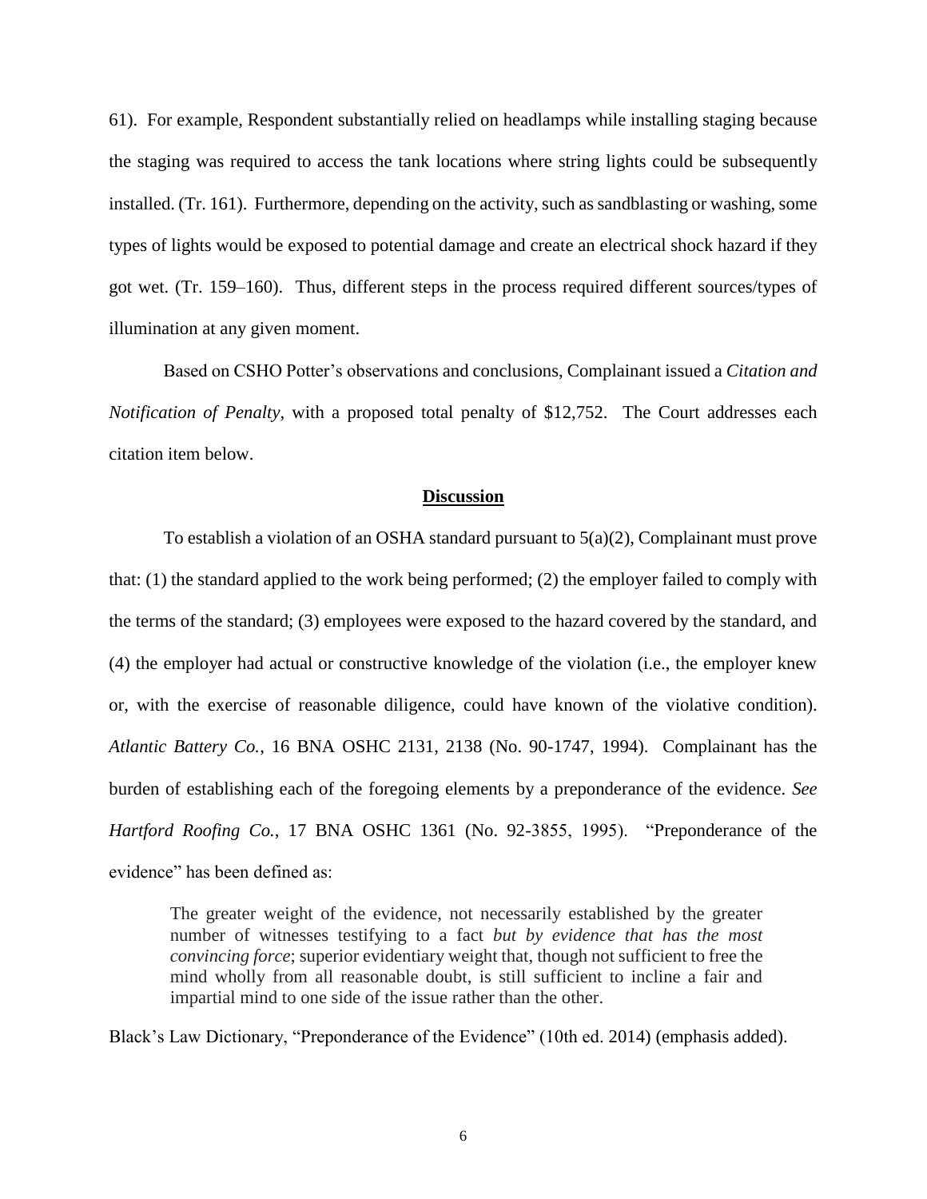61). For example, Respondent substantially relied on headlamps while installing staging because the staging was required to access the tank locations where string lights could be subsequently installed. (Tr. 161). Furthermore, depending on the activity, such as sandblasting or washing, some types of lights would be exposed to potential damage and create an electrical shock hazard if they got wet. (Tr. 159–160). Thus, different steps in the process required different sources/types of illumination at any given moment.

Based on CSHO Potter's observations and conclusions, Complainant issued a *Citation and Notification of Penalty*, with a proposed total penalty of $12,752. The Court addresses each citation item below.

## **Discussion**

To establish a violation of an OSHA standard pursuant to 5(a)(2), Complainant must prove that: (1) the standard applied to the work being performed; (2) the employer failed to comply with the terms of the standard; (3) employees were exposed to the hazard covered by the standard, and (4) the employer had actual or constructive knowledge of the violation (i.e., the employer knew or, with the exercise of reasonable diligence, could have known of the violative condition). *Atlantic Battery Co.*, 16 BNA OSHC 2131, 2138 (No. 90-1747, 1994). Complainant has the burden of establishing each of the foregoing elements by a preponderance of the evidence. *See Hartford Roofing Co.*, 17 BNA OSHC 1361 (No. 92-3855, 1995). "Preponderance of the evidence" has been defined as:

> The greater weight of the evidence, not necessarily established by the greater number of witnesses testifying to a fact *but by evidence that has the most convincing force*; superior evidentiary weight that, though not sufficient to free the mind wholly from all reasonable doubt, is still sufficient to incline a fair and impartial mind to one side of the issue rather than the other.

Black's Law Dictionary, "Preponderance of the Evidence" (10th ed. 2014) (emphasis added).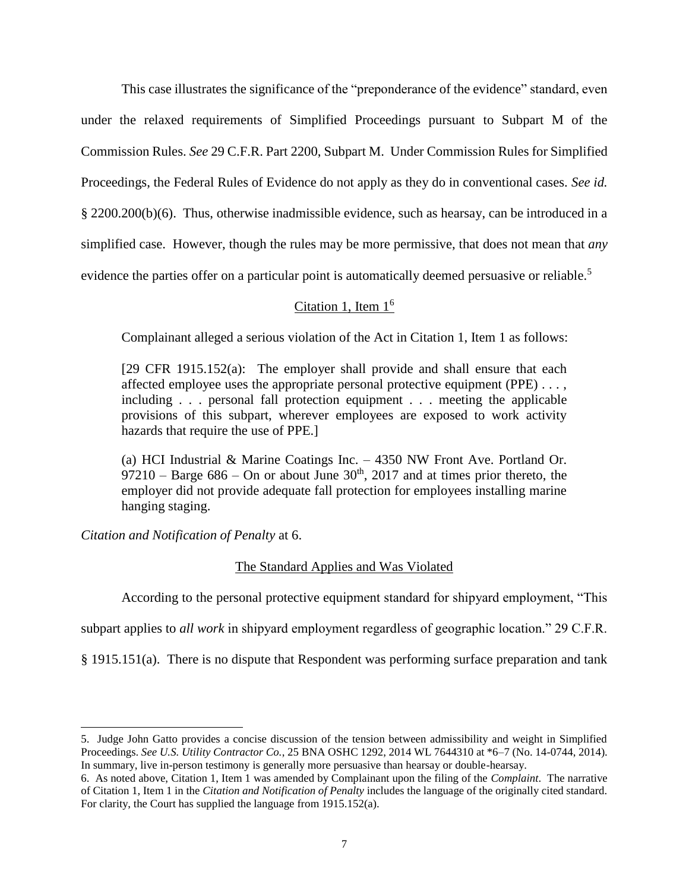This case illustrates the significance of the "preponderance of the evidence" standard, even under the relaxed requirements of Simplified Proceedings pursuant to Subpart M of the Commission Rules. *See* 29 C.F.R. Part 2200, Subpart M. Under Commission Rules for Simplified Proceedings, the Federal Rules of Evidence do not apply as they do in conventional cases. *See id.* § 2200.200(b)(6). Thus, otherwise inadmissible evidence, such as hearsay, can be introduced in a simplified case. However, though the rules may be more permissive, that does not mean that *any* evidence the parties offer on a particular point is automatically deemed persuasive or reliable.[5]

<u>Citation 1, Item 1[6]</u>

Complainant alleged a serious violation of the Act in Citation 1, Item 1 as follows:

> [29 CFR 1915.152(a): The employer shall provide and shall ensure that each affected employee uses the appropriate personal protective equipment (PPE) . . . , including . . . personal fall protection equipment . . . meeting the applicable provisions of this subpart, wherever employees are exposed to work activity hazards that require the use of PPE.]
>
> (a) HCI Industrial & Marine Coatings Inc. – 4350 NW Front Ave. Portland Or. 97210 – Barge 686 – On or about June 30th, 2017 and at times prior thereto, the employer did not provide adequate fall protection for employees installing marine hanging staging.

*Citation and Notification of Penalty* at 6.

<u>The Standard Applies and Was Violated</u>

According to the personal protective equipment standard for shipyard employment, "This subpart applies to *all work* in shipyard employment regardless of geographic location." 29 C.F.R. § 1915.151(a). There is no dispute that Respondent was performing surface preparation and tank

---

5. Judge John Gatto provides a concise discussion of the tension between admissibility and weight in Simplified Proceedings. *See U.S. Utility Contractor Co.*, 25 BNA OSHC 1292, 2014 WL 7644310 at *6–7 (No. 14-0744, 2014). In summary, live in-person testimony is generally more persuasive than hearsay or double-hearsay.

6. As noted above, Citation 1, Item 1 was amended by Complainant upon the filing of the *Complaint*. The narrative of Citation 1, Item 1 in the *Citation and Notification of Penalty* includes the language of the originally cited standard. For clarity, the Court has supplied the language from 1915.152(a).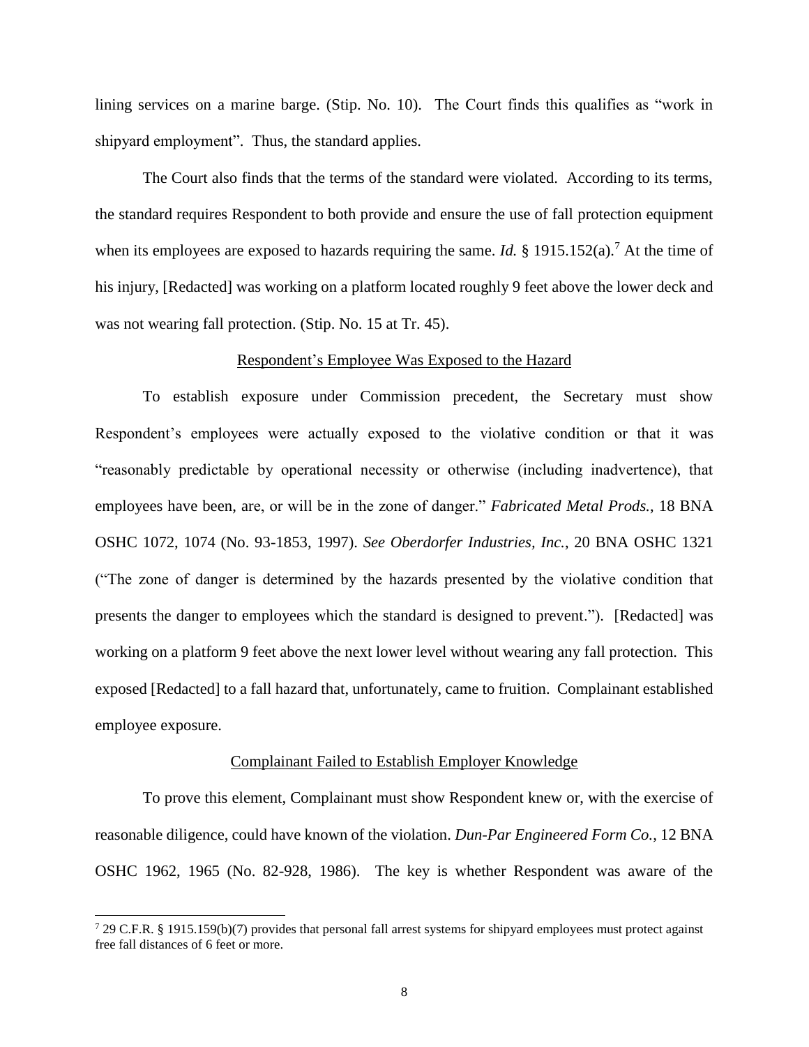lining services on a marine barge. (Stip. No. 10). The Court finds this qualifies as "work in shipyard employment". Thus, the standard applies.

The Court also finds that the terms of the standard were violated. According to its terms, the standard requires Respondent to both provide and ensure the use of fall protection equipment when its employees are exposed to hazards requiring the same. *Id.* § 1915.152(a).[7] At the time of his injury, [Redacted] was working on a platform located roughly 9 feet above the lower deck and was not wearing fall protection. (Stip. No. 15 at Tr. 45).

Respondent's Employee Was Exposed to the Hazard

To establish exposure under Commission precedent, the Secretary must show Respondent's employees were actually exposed to the violative condition or that it was "reasonably predictable by operational necessity or otherwise (including inadvertence), that employees have been, are, or will be in the zone of danger." *Fabricated Metal Prods.*, 18 BNA OSHC 1072, 1074 (No. 93-1853, 1997). *See Oberdorfer Industries, Inc.*, 20 BNA OSHC 1321 ("The zone of danger is determined by the hazards presented by the violative condition that presents the danger to employees which the standard is designed to prevent."). [Redacted] was working on a platform 9 feet above the next lower level without wearing any fall protection. This exposed [Redacted] to a fall hazard that, unfortunately, came to fruition. Complainant established employee exposure.

Complainant Failed to Establish Employer Knowledge

To prove this element, Complainant must show Respondent knew or, with the exercise of reasonable diligence, could have known of the violation. *Dun-Par Engineered Form Co.*, 12 BNA OSHC 1962, 1965 (No. 82-928, 1986). The key is whether Respondent was aware of the

[7] 29 C.F.R. § 1915.159(b)(7) provides that personal fall arrest systems for shipyard employees must protect against free fall distances of 6 feet or more.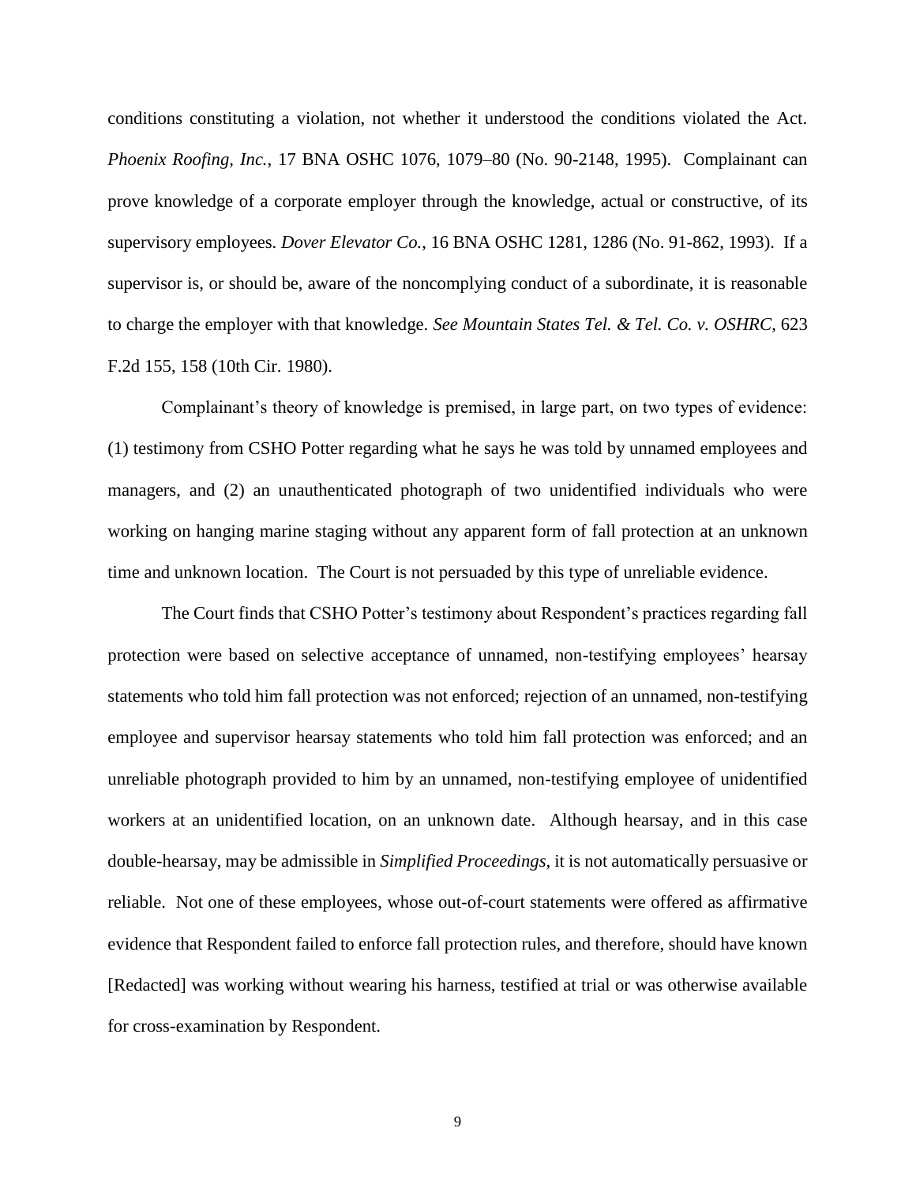conditions constituting a violation, not whether it understood the conditions violated the Act. *Phoenix Roofing, Inc.*, 17 BNA OSHC 1076, 1079–80 (No. 90-2148, 1995). Complainant can prove knowledge of a corporate employer through the knowledge, actual or constructive, of its supervisory employees. *Dover Elevator Co.*, 16 BNA OSHC 1281, 1286 (No. 91-862, 1993). If a supervisor is, or should be, aware of the noncomplying conduct of a subordinate, it is reasonable to charge the employer with that knowledge. *See Mountain States Tel. & Tel. Co. v. OSHRC*, 623 F.2d 155, 158 (10th Cir. 1980).

Complainant's theory of knowledge is premised, in large part, on two types of evidence: (1) testimony from CSHO Potter regarding what he says he was told by unnamed employees and managers, and (2) an unauthenticated photograph of two unidentified individuals who were working on hanging marine staging without any apparent form of fall protection at an unknown time and unknown location. The Court is not persuaded by this type of unreliable evidence.

The Court finds that CSHO Potter's testimony about Respondent's practices regarding fall protection were based on selective acceptance of unnamed, non-testifying employees' hearsay statements who told him fall protection was not enforced; rejection of an unnamed, non-testifying employee and supervisor hearsay statements who told him fall protection was enforced; and an unreliable photograph provided to him by an unnamed, non-testifying employee of unidentified workers at an unidentified location, on an unknown date. Although hearsay, and in this case double-hearsay, may be admissible in *Simplified Proceedings*, it is not automatically persuasive or reliable. Not one of these employees, whose out-of-court statements were offered as affirmative evidence that Respondent failed to enforce fall protection rules, and therefore, should have known [Redacted] was working without wearing his harness, testified at trial or was otherwise available for cross-examination by Respondent.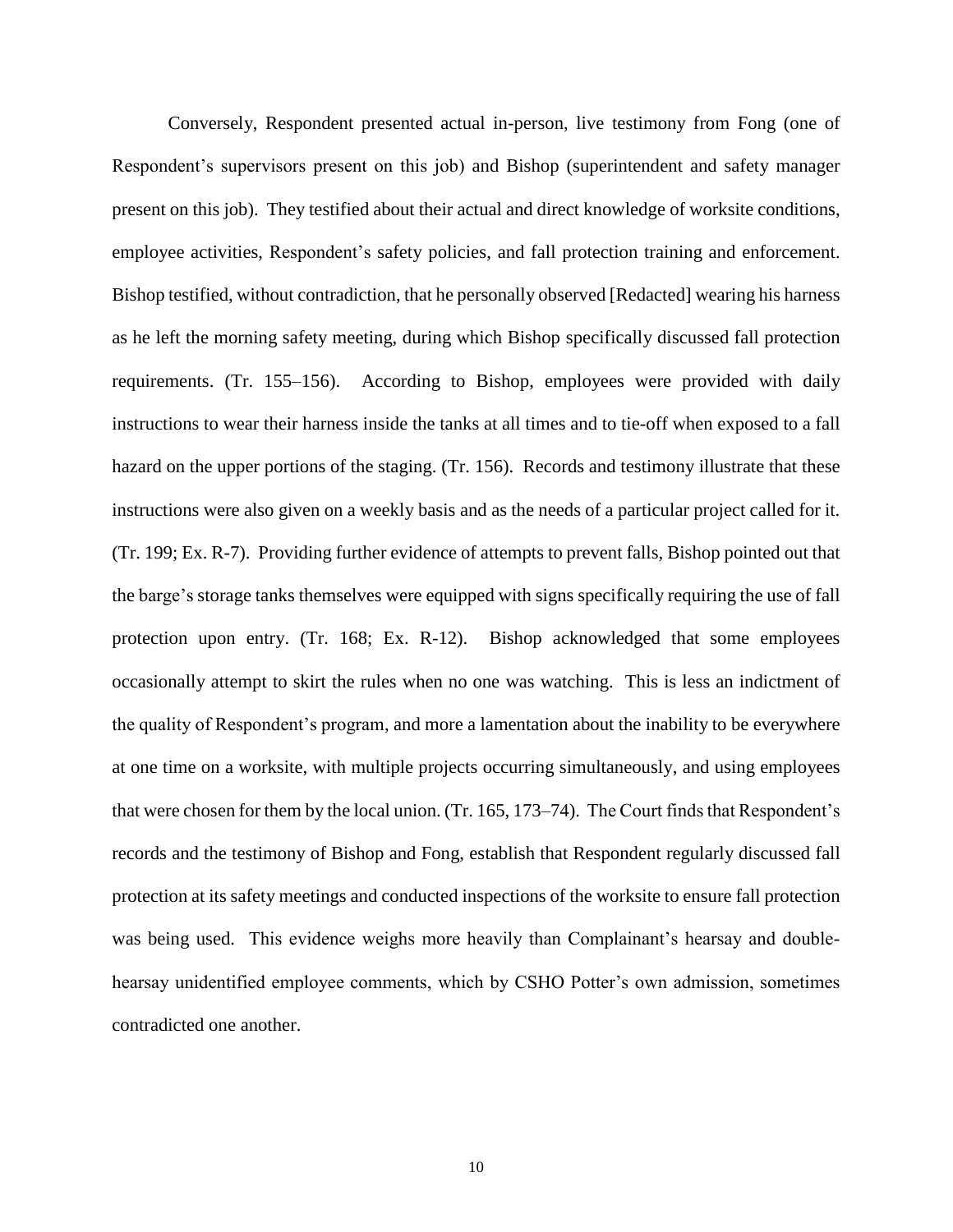Conversely, Respondent presented actual in-person, live testimony from Fong (one of Respondent's supervisors present on this job) and Bishop (superintendent and safety manager present on this job). They testified about their actual and direct knowledge of worksite conditions, employee activities, Respondent's safety policies, and fall protection training and enforcement. Bishop testified, without contradiction, that he personally observed [Redacted] wearing his harness as he left the morning safety meeting, during which Bishop specifically discussed fall protection requirements. (Tr. 155–156). According to Bishop, employees were provided with daily instructions to wear their harness inside the tanks at all times and to tie-off when exposed to a fall hazard on the upper portions of the staging. (Tr. 156). Records and testimony illustrate that these instructions were also given on a weekly basis and as the needs of a particular project called for it. (Tr. 199; Ex. R-7). Providing further evidence of attempts to prevent falls, Bishop pointed out that the barge's storage tanks themselves were equipped with signs specifically requiring the use of fall protection upon entry. (Tr. 168; Ex. R-12). Bishop acknowledged that some employees occasionally attempt to skirt the rules when no one was watching. This is less an indictment of the quality of Respondent's program, and more a lamentation about the inability to be everywhere at one time on a worksite, with multiple projects occurring simultaneously, and using employees that were chosen for them by the local union. (Tr. 165, 173–74). The Court finds that Respondent's records and the testimony of Bishop and Fong, establish that Respondent regularly discussed fall protection at its safety meetings and conducted inspections of the worksite to ensure fall protection was being used. This evidence weighs more heavily than Complainant's hearsay and double-hearsay unidentified employee comments, which by CSHO Potter's own admission, sometimes contradicted one another.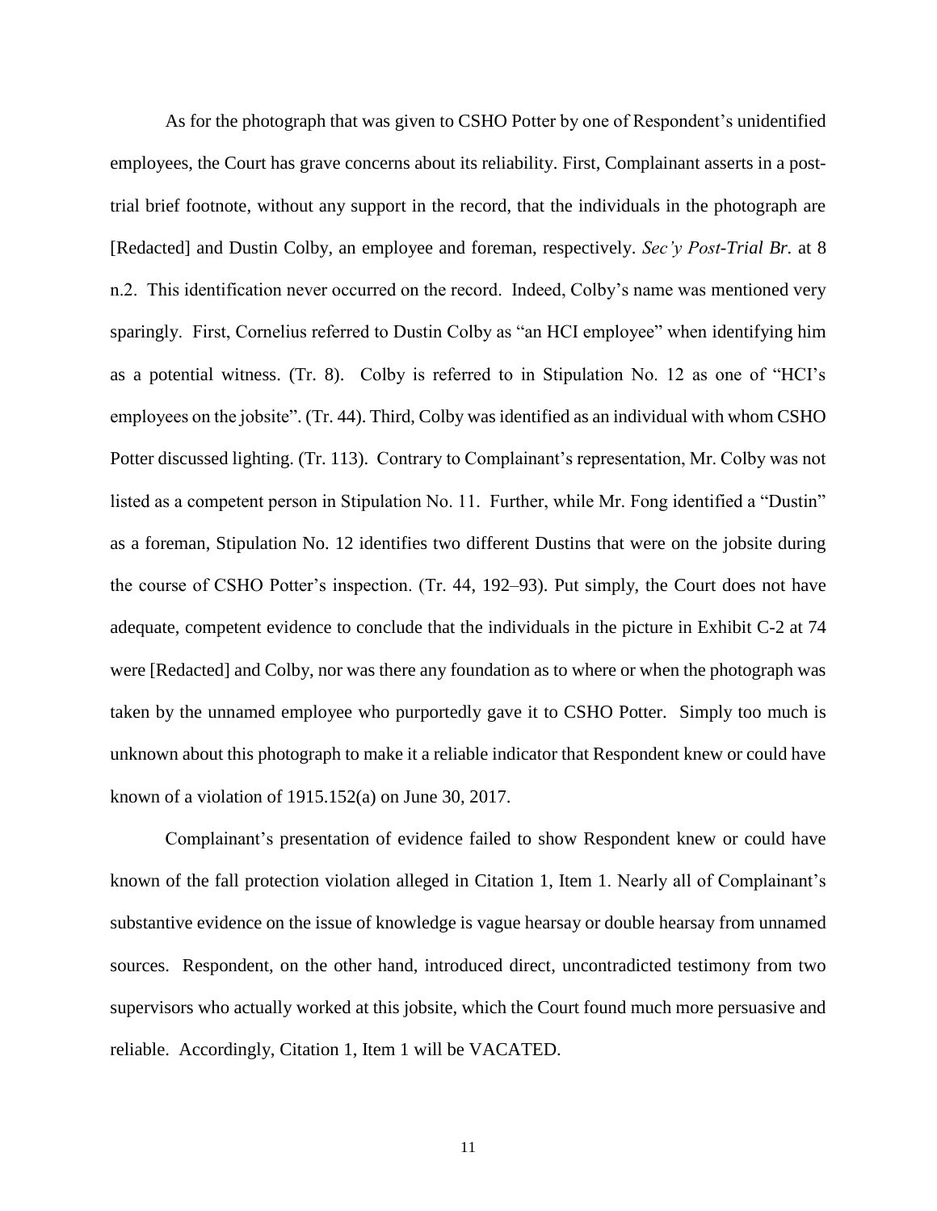As for the photograph that was given to CSHO Potter by one of Respondent's unidentified employees, the Court has grave concerns about its reliability. First, Complainant asserts in a post-trial brief footnote, without any support in the record, that the individuals in the photograph are [Redacted] and Dustin Colby, an employee and foreman, respectively. *Sec'y Post-Trial Br.* at 8 n.2. This identification never occurred on the record. Indeed, Colby's name was mentioned very sparingly. First, Cornelius referred to Dustin Colby as "an HCI employee" when identifying him as a potential witness. (Tr. 8). Colby is referred to in Stipulation No. 12 as one of "HCI's employees on the jobsite". (Tr. 44). Third, Colby was identified as an individual with whom CSHO Potter discussed lighting. (Tr. 113). Contrary to Complainant's representation, Mr. Colby was not listed as a competent person in Stipulation No. 11. Further, while Mr. Fong identified a "Dustin" as a foreman, Stipulation No. 12 identifies two different Dustins that were on the jobsite during the course of CSHO Potter's inspection. (Tr. 44, 192–93). Put simply, the Court does not have adequate, competent evidence to conclude that the individuals in the picture in Exhibit C-2 at 74 were [Redacted] and Colby, nor was there any foundation as to where or when the photograph was taken by the unnamed employee who purportedly gave it to CSHO Potter. Simply too much is unknown about this photograph to make it a reliable indicator that Respondent knew or could have known of a violation of 1915.152(a) on June 30, 2017.

Complainant's presentation of evidence failed to show Respondent knew or could have known of the fall protection violation alleged in Citation 1, Item 1. Nearly all of Complainant's substantive evidence on the issue of knowledge is vague hearsay or double hearsay from unnamed sources. Respondent, on the other hand, introduced direct, uncontradicted testimony from two supervisors who actually worked at this jobsite, which the Court found much more persuasive and reliable. Accordingly, Citation 1, Item 1 will be VACATED.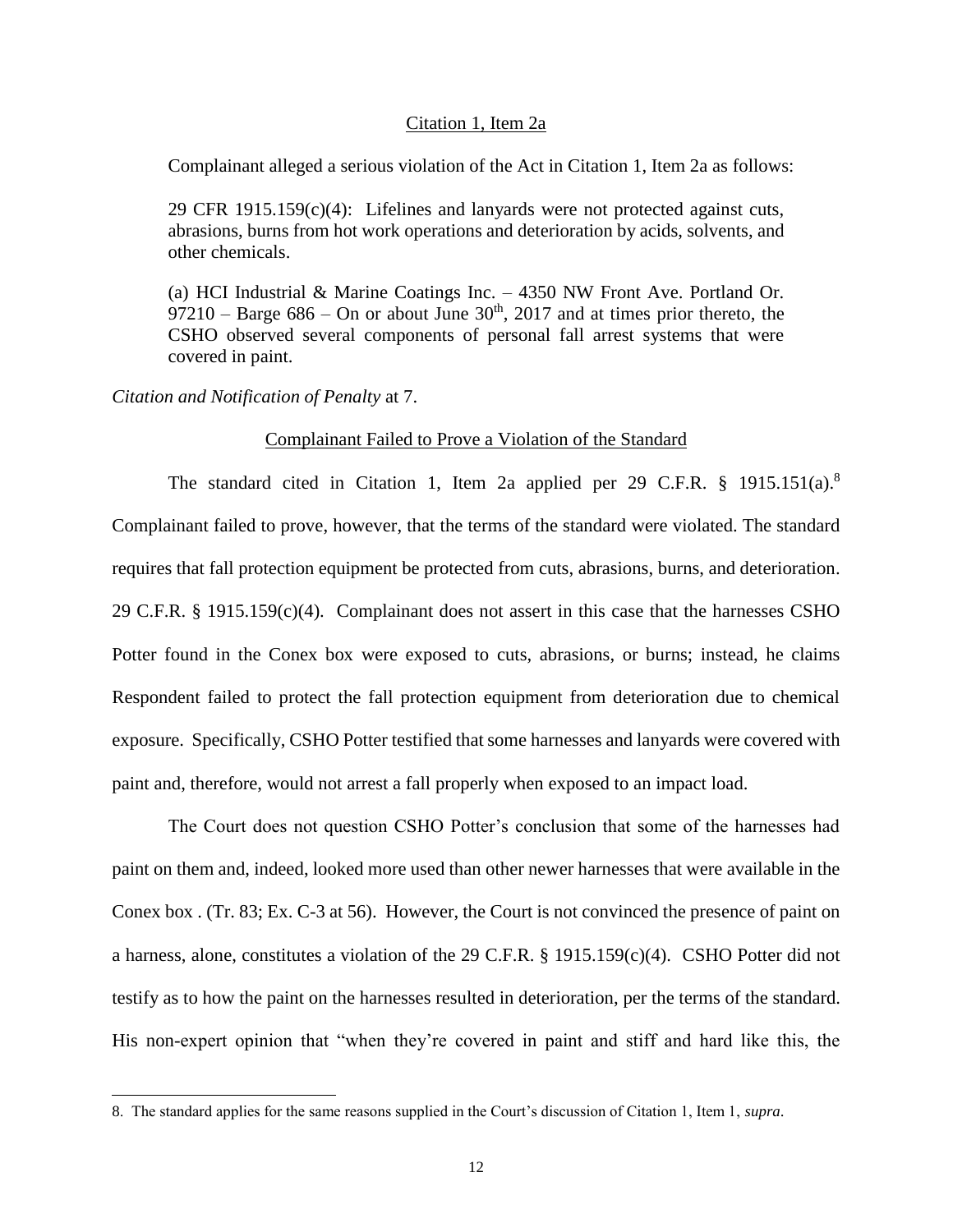Citation 1, Item 2a

Complainant alleged a serious violation of the Act in Citation 1, Item 2a as follows:

> 29 CFR 1915.159(c)(4): Lifelines and lanyards were not protected against cuts, abrasions, burns from hot work operations and deterioration by acids, solvents, and other chemicals.
>
> (a) HCI Industrial & Marine Coatings Inc. – 4350 NW Front Ave. Portland Or. 97210 – Barge 686 – On or about June 30th, 2017 and at times prior thereto, the CSHO observed several components of personal fall arrest systems that were covered in paint.

*Citation and Notification of Penalty* at 7.

Complainant Failed to Prove a Violation of the Standard

The standard cited in Citation 1, Item 2a applied per 29 C.F.R. § 1915.151(a).[8] Complainant failed to prove, however, that the terms of the standard were violated. The standard requires that fall protection equipment be protected from cuts, abrasions, burns, and deterioration. 29 C.F.R. § 1915.159(c)(4). Complainant does not assert in this case that the harnesses CSHO Potter found in the Conex box were exposed to cuts, abrasions, or burns; instead, he claims Respondent failed to protect the fall protection equipment from deterioration due to chemical exposure. Specifically, CSHO Potter testified that some harnesses and lanyards were covered with paint and, therefore, would not arrest a fall properly when exposed to an impact load.

The Court does not question CSHO Potter's conclusion that some of the harnesses had paint on them and, indeed, looked more used than other newer harnesses that were available in the Conex box . (Tr. 83; Ex. C-3 at 56). However, the Court is not convinced the presence of paint on a harness, alone, constitutes a violation of the 29 C.F.R. § 1915.159(c)(4). CSHO Potter did not testify as to how the paint on the harnesses resulted in deterioration, per the terms of the standard. His non-expert opinion that "when they're covered in paint and stiff and hard like this, the

8. The standard applies for the same reasons supplied in the Court's discussion of Citation 1, Item 1, *supra*.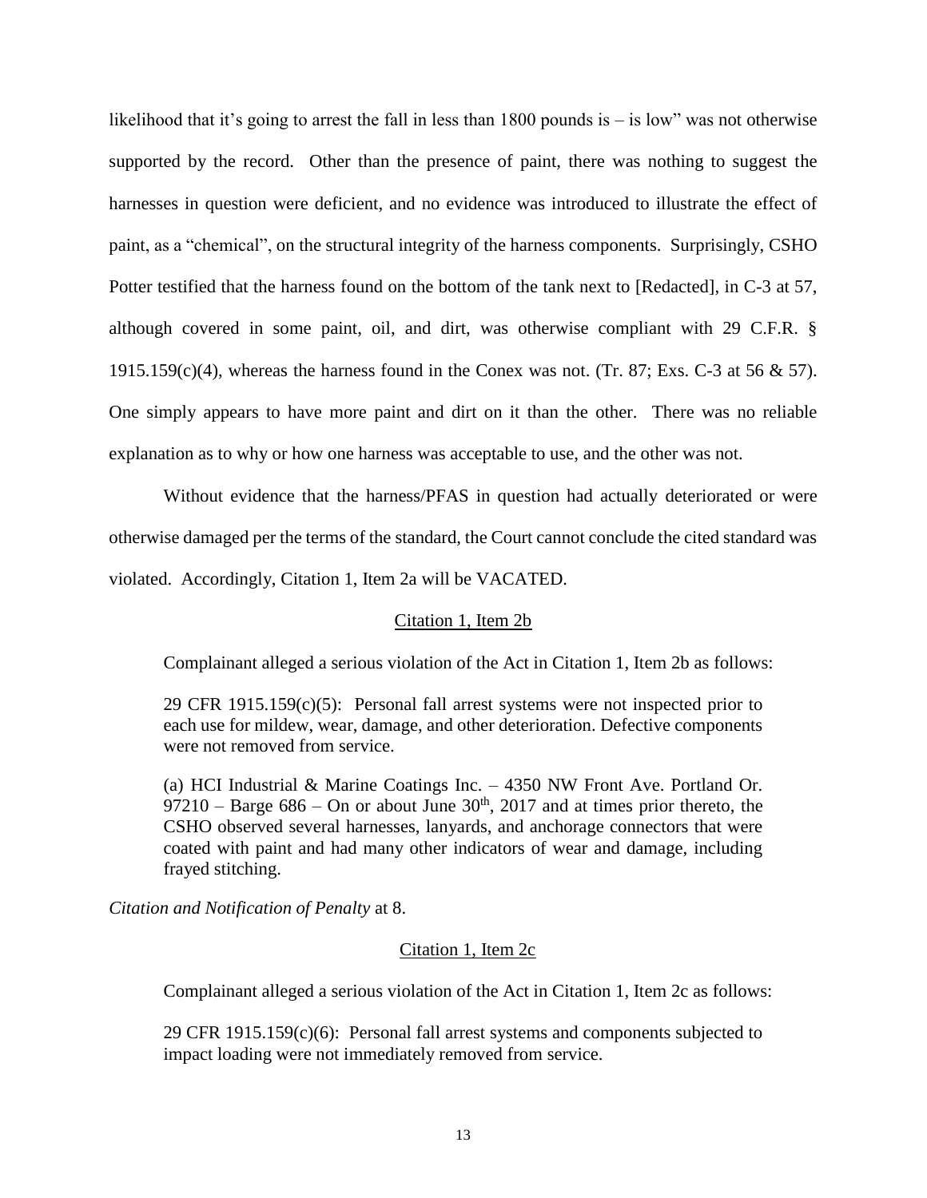likelihood that it's going to arrest the fall in less than 1800 pounds is – is low" was not otherwise supported by the record. Other than the presence of paint, there was nothing to suggest the harnesses in question were deficient, and no evidence was introduced to illustrate the effect of paint, as a "chemical", on the structural integrity of the harness components. Surprisingly, CSHO Potter testified that the harness found on the bottom of the tank next to [Redacted], in C-3 at 57, although covered in some paint, oil, and dirt, was otherwise compliant with 29 C.F.R. § 1915.159(c)(4), whereas the harness found in the Conex was not. (Tr. 87; Exs. C-3 at 56 & 57). One simply appears to have more paint and dirt on it than the other. There was no reliable explanation as to why or how one harness was acceptable to use, and the other was not.

Without evidence that the harness/PFAS in question had actually deteriorated or were otherwise damaged per the terms of the standard, the Court cannot conclude the cited standard was violated. Accordingly, Citation 1, Item 2a will be VACATED.

## Citation 1, Item 2b

Complainant alleged a serious violation of the Act in Citation 1, Item 2b as follows:

> 29 CFR 1915.159(c)(5): Personal fall arrest systems were not inspected prior to each use for mildew, wear, damage, and other deterioration. Defective components were not removed from service.
>
> (a) HCI Industrial & Marine Coatings Inc. – 4350 NW Front Ave. Portland Or. 97210 – Barge 686 – On or about June 30th, 2017 and at times prior thereto, the CSHO observed several harnesses, lanyards, and anchorage connectors that were coated with paint and had many other indicators of wear and damage, including frayed stitching.

*Citation and Notification of Penalty* at 8.

## Citation 1, Item 2c

Complainant alleged a serious violation of the Act in Citation 1, Item 2c as follows:

> 29 CFR 1915.159(c)(6): Personal fall arrest systems and components subjected to impact loading were not immediately removed from service.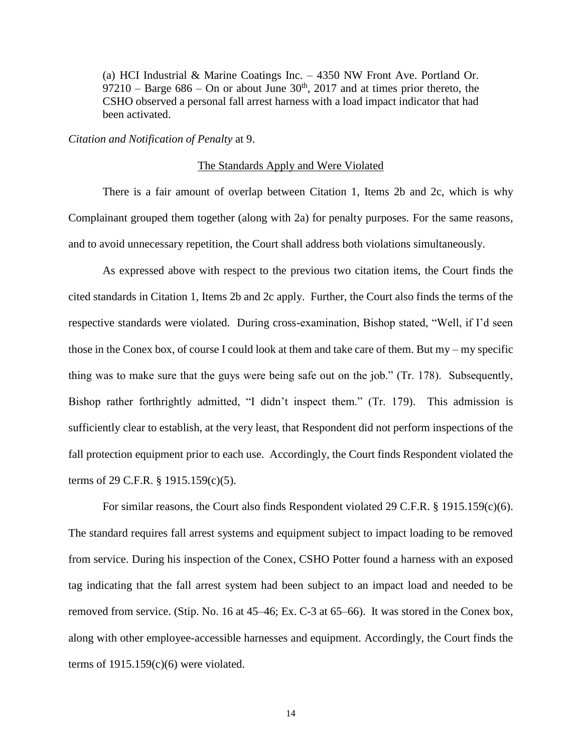(a) HCI Industrial & Marine Coatings Inc. – 4350 NW Front Ave. Portland Or. 97210 – Barge 686 – On or about June 30th, 2017 and at times prior thereto, the CSHO observed a personal fall arrest harness with a load impact indicator that had been activated.

*Citation and Notification of Penalty* at 9.

The Standards Apply and Were Violated

There is a fair amount of overlap between Citation 1, Items 2b and 2c, which is why Complainant grouped them together (along with 2a) for penalty purposes. For the same reasons, and to avoid unnecessary repetition, the Court shall address both violations simultaneously.

As expressed above with respect to the previous two citation items, the Court finds the cited standards in Citation 1, Items 2b and 2c apply. Further, the Court also finds the terms of the respective standards were violated. During cross-examination, Bishop stated, "Well, if I'd seen those in the Conex box, of course I could look at them and take care of them. But my – my specific thing was to make sure that the guys were being safe out on the job." (Tr. 178). Subsequently, Bishop rather forthrightly admitted, "I didn't inspect them." (Tr. 179). This admission is sufficiently clear to establish, at the very least, that Respondent did not perform inspections of the fall protection equipment prior to each use. Accordingly, the Court finds Respondent violated the terms of 29 C.F.R. § 1915.159(c)(5).

For similar reasons, the Court also finds Respondent violated 29 C.F.R. § 1915.159(c)(6). The standard requires fall arrest systems and equipment subject to impact loading to be removed from service. During his inspection of the Conex, CSHO Potter found a harness with an exposed tag indicating that the fall arrest system had been subject to an impact load and needed to be removed from service. (Stip. No. 16 at 45–46; Ex. C-3 at 65–66). It was stored in the Conex box, along with other employee-accessible harnesses and equipment. Accordingly, the Court finds the terms of 1915.159(c)(6) were violated.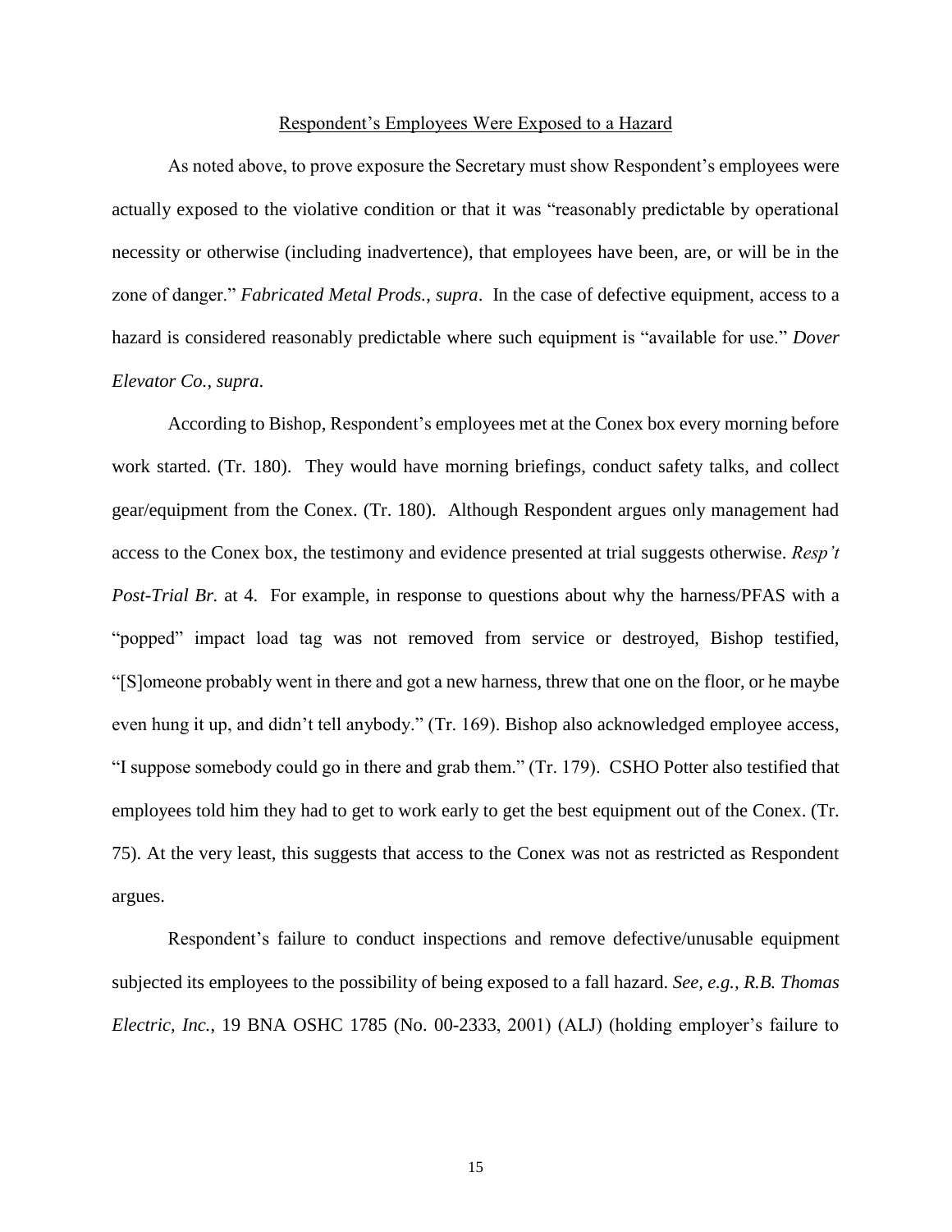<u>Respondent's Employees Were Exposed to a Hazard</u>

As noted above, to prove exposure the Secretary must show Respondent's employees were actually exposed to the violative condition or that it was "reasonably predictable by operational necessity or otherwise (including inadvertence), that employees have been, are, or will be in the zone of danger." *Fabricated Metal Prods.*, *supra*. In the case of defective equipment, access to a hazard is considered reasonably predictable where such equipment is "available for use." *Dover Elevator Co.*, *supra*.

According to Bishop, Respondent's employees met at the Conex box every morning before work started. (Tr. 180). They would have morning briefings, conduct safety talks, and collect gear/equipment from the Conex. (Tr. 180). Although Respondent argues only management had access to the Conex box, the testimony and evidence presented at trial suggests otherwise. *Resp't Post-Trial Br.* at 4. For example, in response to questions about why the harness/PFAS with a "popped" impact load tag was not removed from service or destroyed, Bishop testified, "[S]omeone probably went in there and got a new harness, threw that one on the floor, or he maybe even hung it up, and didn't tell anybody." (Tr. 169). Bishop also acknowledged employee access, "I suppose somebody could go in there and grab them." (Tr. 179). CSHO Potter also testified that employees told him they had to get to work early to get the best equipment out of the Conex. (Tr. 75). At the very least, this suggests that access to the Conex was not as restricted as Respondent argues.

Respondent's failure to conduct inspections and remove defective/unusable equipment subjected its employees to the possibility of being exposed to a fall hazard. *See, e.g., R.B. Thomas Electric, Inc.*, 19 BNA OSHC 1785 (No. 00-2333, 2001) (ALJ) (holding employer's failure to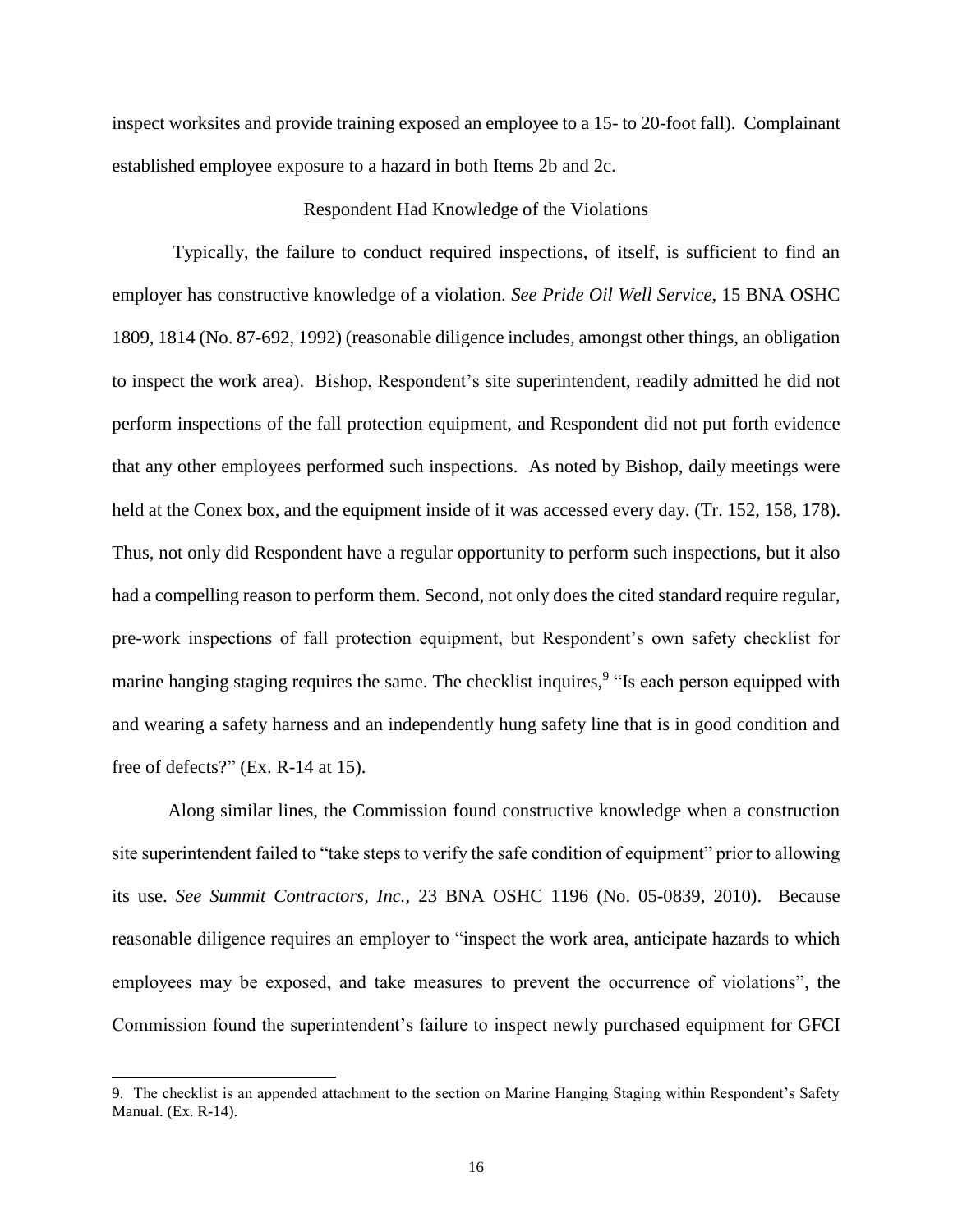inspect worksites and provide training exposed an employee to a 15- to 20-foot fall). Complainant established employee exposure to a hazard in both Items 2b and 2c.

<u>Respondent Had Knowledge of the Violations</u>

Typically, the failure to conduct required inspections, of itself, is sufficient to find an employer has constructive knowledge of a violation. *See Pride Oil Well Service*, 15 BNA OSHC 1809, 1814 (No. 87-692, 1992) (reasonable diligence includes, amongst other things, an obligation to inspect the work area). Bishop, Respondent's site superintendent, readily admitted he did not perform inspections of the fall protection equipment, and Respondent did not put forth evidence that any other employees performed such inspections. As noted by Bishop, daily meetings were held at the Conex box, and the equipment inside of it was accessed every day. (Tr. 152, 158, 178). Thus, not only did Respondent have a regular opportunity to perform such inspections, but it also had a compelling reason to perform them. Second, not only does the cited standard require regular, pre-work inspections of fall protection equipment, but Respondent's own safety checklist for marine hanging staging requires the same. The checklist inquires,[9] "Is each person equipped with and wearing a safety harness and an independently hung safety line that is in good condition and free of defects?" (Ex. R-14 at 15).

Along similar lines, the Commission found constructive knowledge when a construction site superintendent failed to "take steps to verify the safe condition of equipment" prior to allowing its use. *See Summit Contractors, Inc.*, 23 BNA OSHC 1196 (No. 05-0839, 2010). Because reasonable diligence requires an employer to "inspect the work area, anticipate hazards to which employees may be exposed, and take measures to prevent the occurrence of violations", the Commission found the superintendent's failure to inspect newly purchased equipment for GFCI

---

9. The checklist is an appended attachment to the section on Marine Hanging Staging within Respondent's Safety Manual. (Ex. R-14).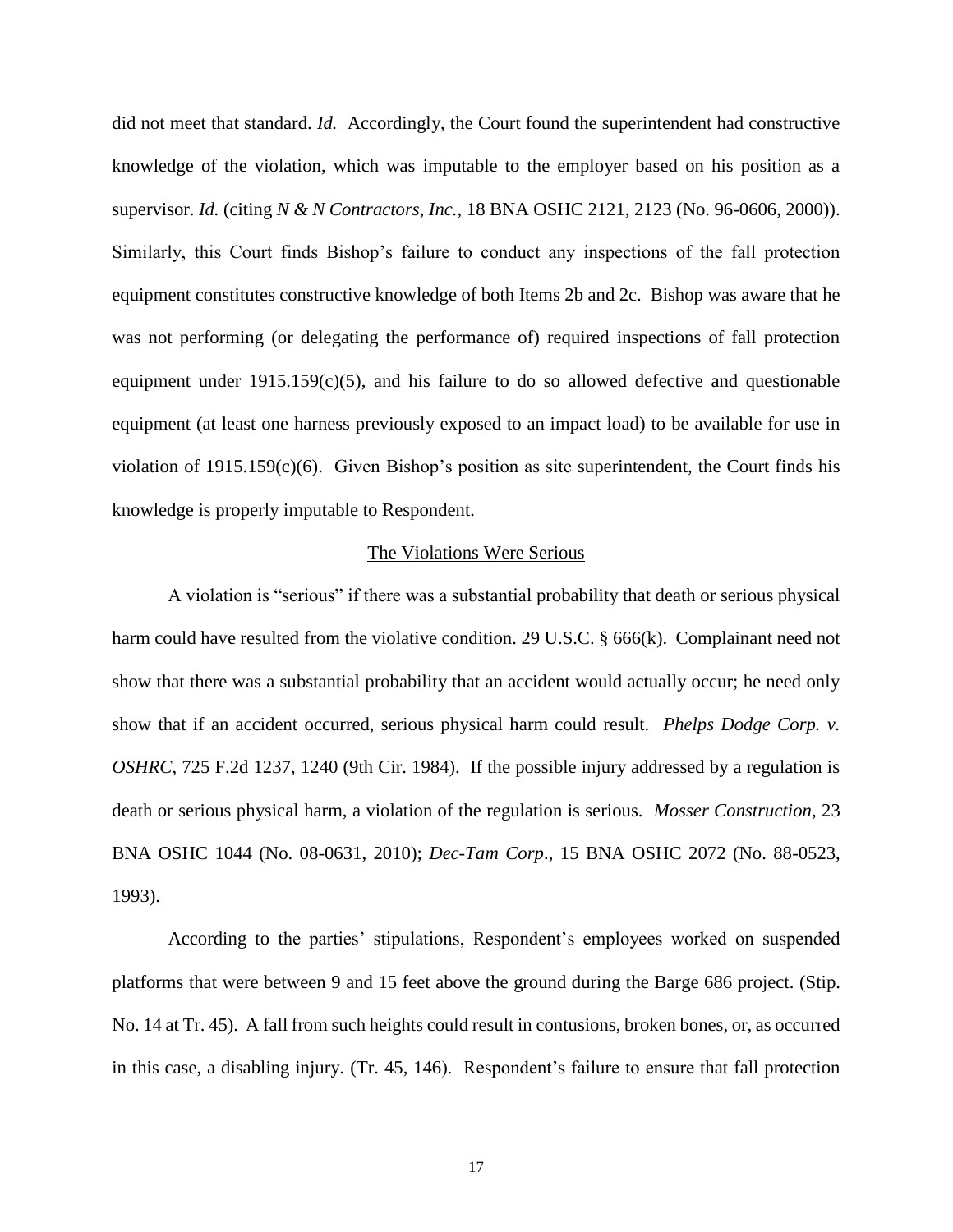did not meet that standard. *Id.* Accordingly, the Court found the superintendent had constructive knowledge of the violation, which was imputable to the employer based on his position as a supervisor. *Id.* (citing *N & N Contractors, Inc.*, 18 BNA OSHC 2121, 2123 (No. 96-0606, 2000)). Similarly, this Court finds Bishop's failure to conduct any inspections of the fall protection equipment constitutes constructive knowledge of both Items 2b and 2c. Bishop was aware that he was not performing (or delegating the performance of) required inspections of fall protection equipment under 1915.159(c)(5), and his failure to do so allowed defective and questionable equipment (at least one harness previously exposed to an impact load) to be available for use in violation of 1915.159(c)(6). Given Bishop's position as site superintendent, the Court finds his knowledge is properly imputable to Respondent.

## The Violations Were Serious

A violation is "serious" if there was a substantial probability that death or serious physical harm could have resulted from the violative condition. 29 U.S.C. § 666(k). Complainant need not show that there was a substantial probability that an accident would actually occur; he need only show that if an accident occurred, serious physical harm could result. *Phelps Dodge Corp. v. OSHRC*, 725 F.2d 1237, 1240 (9th Cir. 1984). If the possible injury addressed by a regulation is death or serious physical harm, a violation of the regulation is serious. *Mosser Construction*, 23 BNA OSHC 1044 (No. 08-0631, 2010); *Dec-Tam Corp*., 15 BNA OSHC 2072 (No. 88-0523, 1993).

According to the parties' stipulations, Respondent's employees worked on suspended platforms that were between 9 and 15 feet above the ground during the Barge 686 project. (Stip. No. 14 at Tr. 45). A fall from such heights could result in contusions, broken bones, or, as occurred in this case, a disabling injury. (Tr. 45, 146). Respondent's failure to ensure that fall protection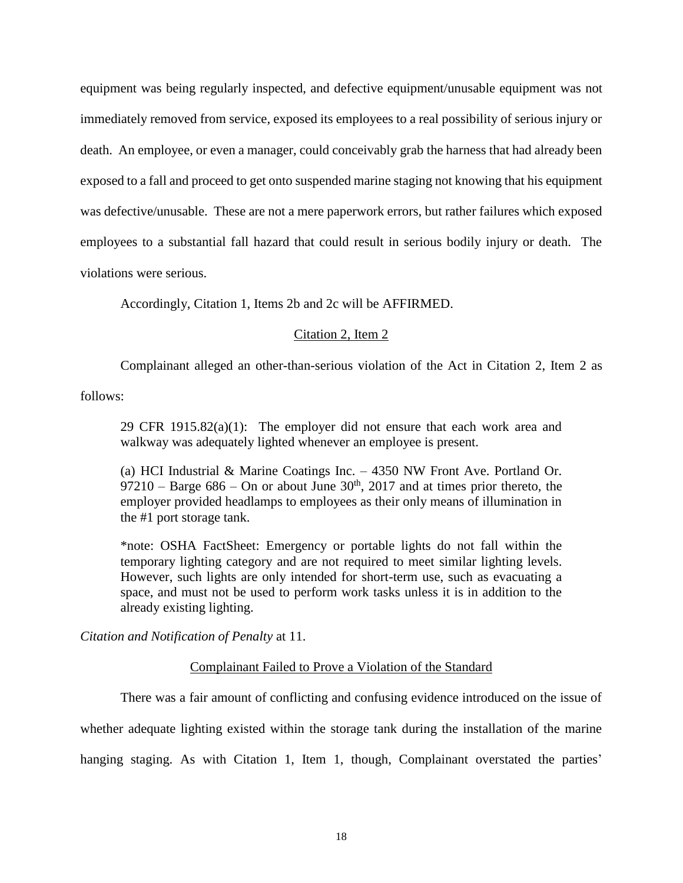equipment was being regularly inspected, and defective equipment/unusable equipment was not immediately removed from service, exposed its employees to a real possibility of serious injury or death. An employee, or even a manager, could conceivably grab the harness that had already been exposed to a fall and proceed to get onto suspended marine staging not knowing that his equipment was defective/unusable. These are not a mere paperwork errors, but rather failures which exposed employees to a substantial fall hazard that could result in serious bodily injury or death. The violations were serious.

Accordingly, Citation 1, Items 2b and 2c will be AFFIRMED.

Citation 2, Item 2

Complainant alleged an other-than-serious violation of the Act in Citation 2, Item 2 as follows:

> 29 CFR 1915.82(a)(1): The employer did not ensure that each work area and walkway was adequately lighted whenever an employee is present.
>
> (a) HCI Industrial & Marine Coatings Inc. – 4350 NW Front Ave. Portland Or. 97210 – Barge 686 – On or about June 30th, 2017 and at times prior thereto, the employer provided headlamps to employees as their only means of illumination in the #1 port storage tank.
>
> *note: OSHA FactSheet: Emergency or portable lights do not fall within the temporary lighting category and are not required to meet similar lighting levels. However, such lights are only intended for short-term use, such as evacuating a space, and must not be used to perform work tasks unless it is in addition to the already existing lighting.

*Citation and Notification of Penalty* at 11.

Complainant Failed to Prove a Violation of the Standard

There was a fair amount of conflicting and confusing evidence introduced on the issue of whether adequate lighting existed within the storage tank during the installation of the marine hanging staging. As with Citation 1, Item 1, though, Complainant overstated the parties'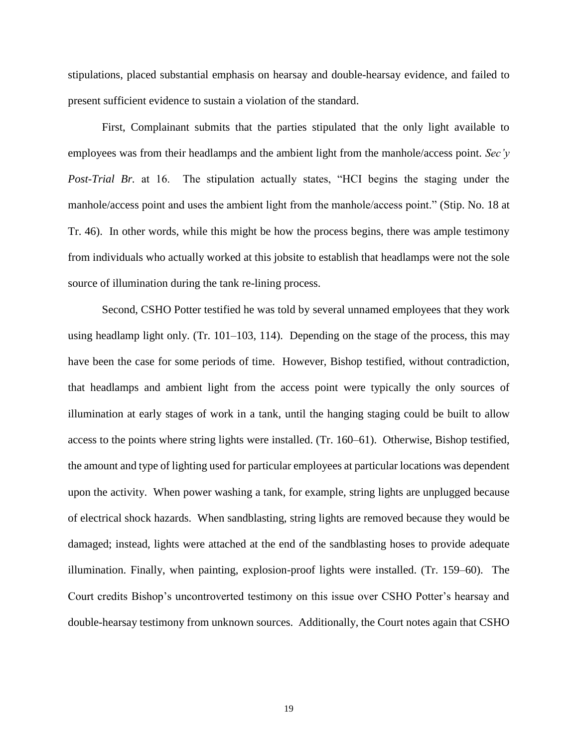stipulations, placed substantial emphasis on hearsay and double-hearsay evidence, and failed to present sufficient evidence to sustain a violation of the standard.

First, Complainant submits that the parties stipulated that the only light available to employees was from their headlamps and the ambient light from the manhole/access point. *Sec'y Post-Trial Br.* at 16. The stipulation actually states, "HCI begins the staging under the manhole/access point and uses the ambient light from the manhole/access point." (Stip. No. 18 at Tr. 46). In other words, while this might be how the process begins, there was ample testimony from individuals who actually worked at this jobsite to establish that headlamps were not the sole source of illumination during the tank re-lining process.

Second, CSHO Potter testified he was told by several unnamed employees that they work using headlamp light only. (Tr. 101–103, 114). Depending on the stage of the process, this may have been the case for some periods of time. However, Bishop testified, without contradiction, that headlamps and ambient light from the access point were typically the only sources of illumination at early stages of work in a tank, until the hanging staging could be built to allow access to the points where string lights were installed. (Tr. 160–61). Otherwise, Bishop testified, the amount and type of lighting used for particular employees at particular locations was dependent upon the activity. When power washing a tank, for example, string lights are unplugged because of electrical shock hazards. When sandblasting, string lights are removed because they would be damaged; instead, lights were attached at the end of the sandblasting hoses to provide adequate illumination. Finally, when painting, explosion-proof lights were installed. (Tr. 159–60). The Court credits Bishop's uncontroverted testimony on this issue over CSHO Potter's hearsay and double-hearsay testimony from unknown sources. Additionally, the Court notes again that CSHO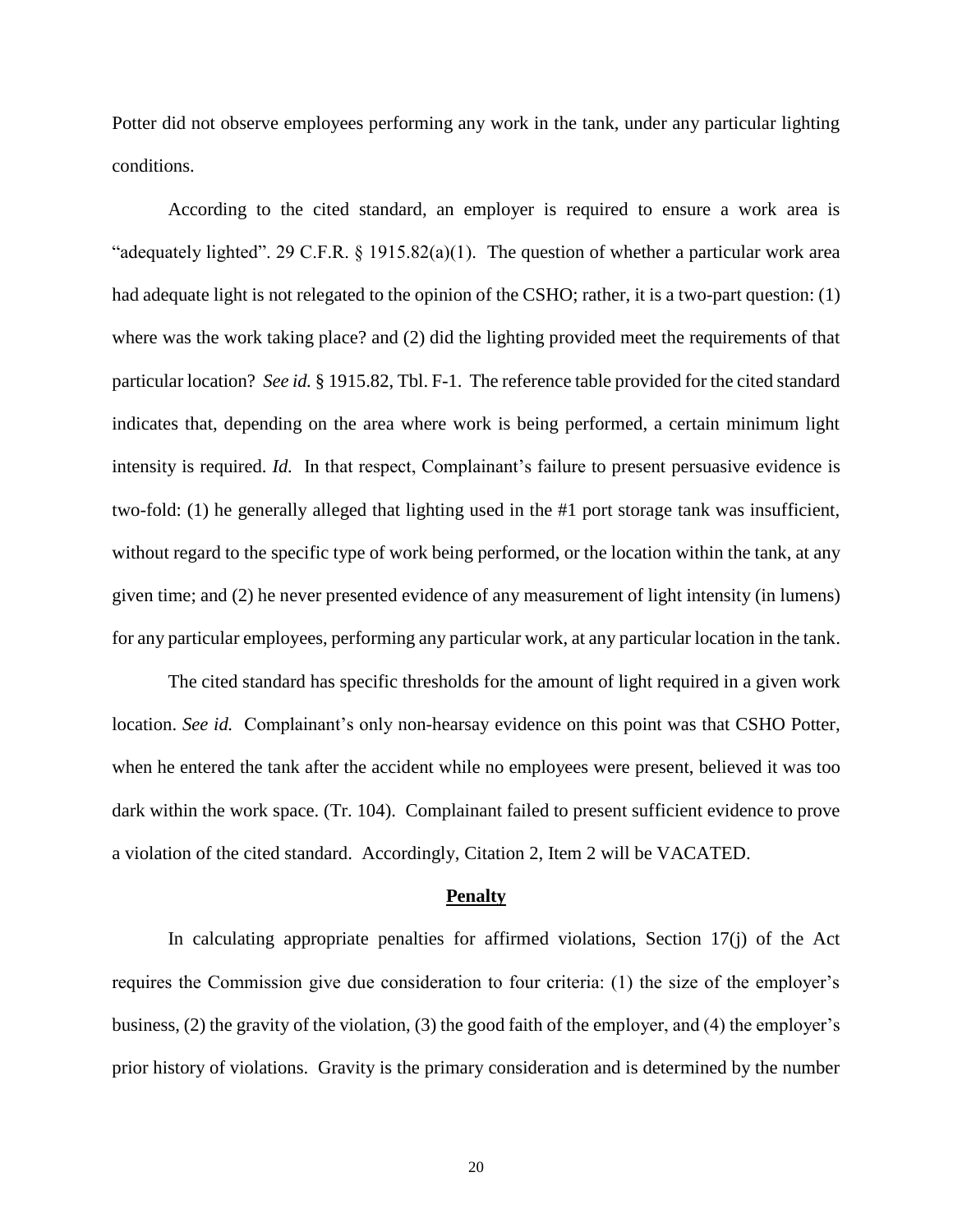Potter did not observe employees performing any work in the tank, under any particular lighting conditions.

According to the cited standard, an employer is required to ensure a work area is "adequately lighted". 29 C.F.R. § 1915.82(a)(1). The question of whether a particular work area had adequate light is not relegated to the opinion of the CSHO; rather, it is a two-part question: (1) where was the work taking place? and (2) did the lighting provided meet the requirements of that particular location? *See id.* § 1915.82, Tbl. F-1. The reference table provided for the cited standard indicates that, depending on the area where work is being performed, a certain minimum light intensity is required. *Id.* In that respect, Complainant's failure to present persuasive evidence is two-fold: (1) he generally alleged that lighting used in the #1 port storage tank was insufficient, without regard to the specific type of work being performed, or the location within the tank, at any given time; and (2) he never presented evidence of any measurement of light intensity (in lumens) for any particular employees, performing any particular work, at any particular location in the tank.

The cited standard has specific thresholds for the amount of light required in a given work location. *See id.* Complainant's only non-hearsay evidence on this point was that CSHO Potter, when he entered the tank after the accident while no employees were present, believed it was too dark within the work space. (Tr. 104). Complainant failed to present sufficient evidence to prove a violation of the cited standard. Accordingly, Citation 2, Item 2 will be VACATED.

## **Penalty**

In calculating appropriate penalties for affirmed violations, Section 17(j) of the Act requires the Commission give due consideration to four criteria: (1) the size of the employer's business, (2) the gravity of the violation, (3) the good faith of the employer, and (4) the employer's prior history of violations. Gravity is the primary consideration and is determined by the number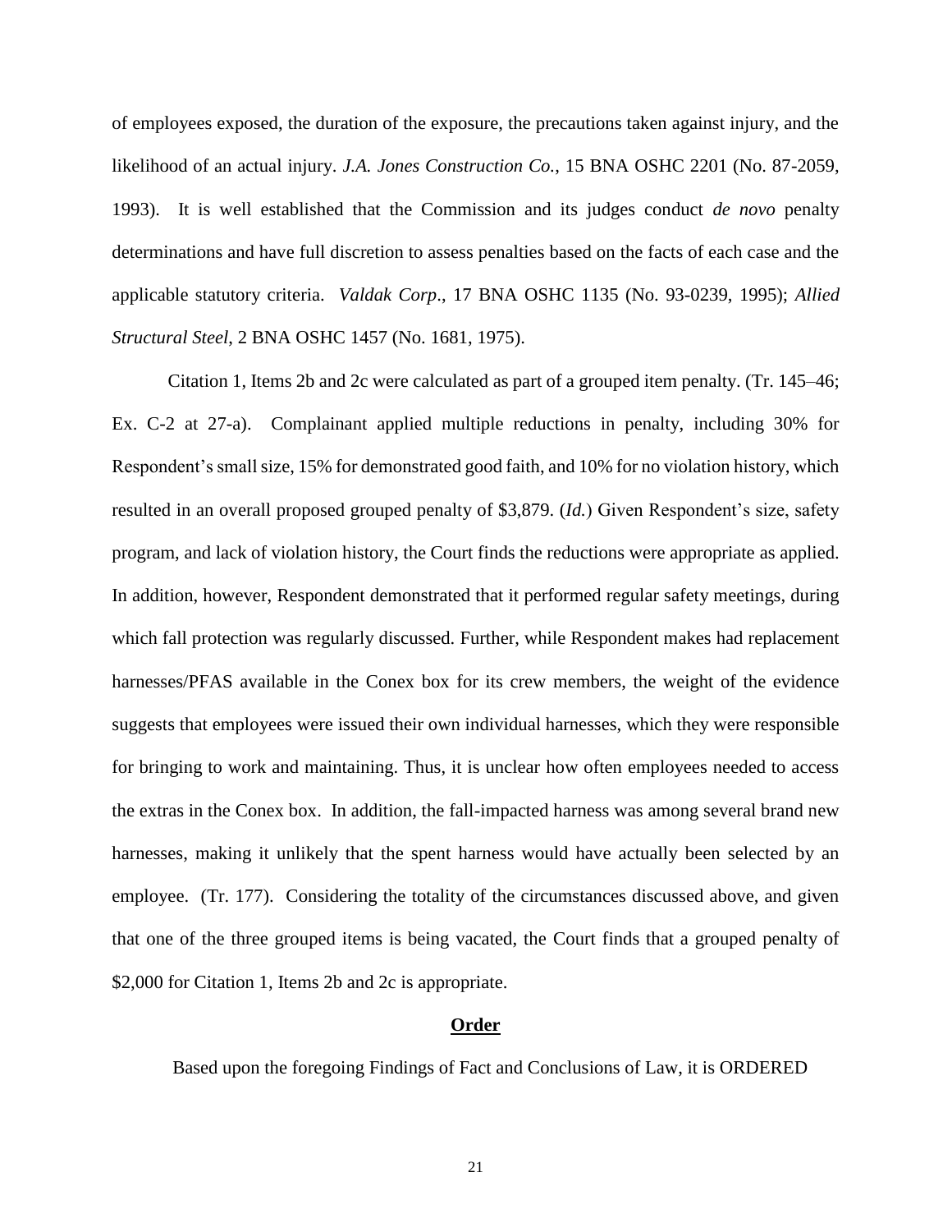of employees exposed, the duration of the exposure, the precautions taken against injury, and the likelihood of an actual injury. *J.A. Jones Construction Co.*, 15 BNA OSHC 2201 (No. 87-2059, 1993). It is well established that the Commission and its judges conduct *de novo* penalty determinations and have full discretion to assess penalties based on the facts of each case and the applicable statutory criteria. *Valdak Corp*., 17 BNA OSHC 1135 (No. 93-0239, 1995); *Allied Structural Steel*, 2 BNA OSHC 1457 (No. 1681, 1975).

Citation 1, Items 2b and 2c were calculated as part of a grouped item penalty. (Tr. 145–46; Ex. C-2 at 27-a). Complainant applied multiple reductions in penalty, including 30% for Respondent's small size, 15% for demonstrated good faith, and 10% for no violation history, which resulted in an overall proposed grouped penalty of $3,879. (*Id.*) Given Respondent's size, safety program, and lack of violation history, the Court finds the reductions were appropriate as applied. In addition, however, Respondent demonstrated that it performed regular safety meetings, during which fall protection was regularly discussed. Further, while Respondent makes had replacement harnesses/PFAS available in the Conex box for its crew members, the weight of the evidence suggests that employees were issued their own individual harnesses, which they were responsible for bringing to work and maintaining. Thus, it is unclear how often employees needed to access the extras in the Conex box. In addition, the fall-impacted harness was among several brand new harnesses, making it unlikely that the spent harness would have actually been selected by an employee. (Tr. 177). Considering the totality of the circumstances discussed above, and given that one of the three grouped items is being vacated, the Court finds that a grouped penalty of $2,000 for Citation 1, Items 2b and 2c is appropriate.

## Order

Based upon the foregoing Findings of Fact and Conclusions of Law, it is ORDERED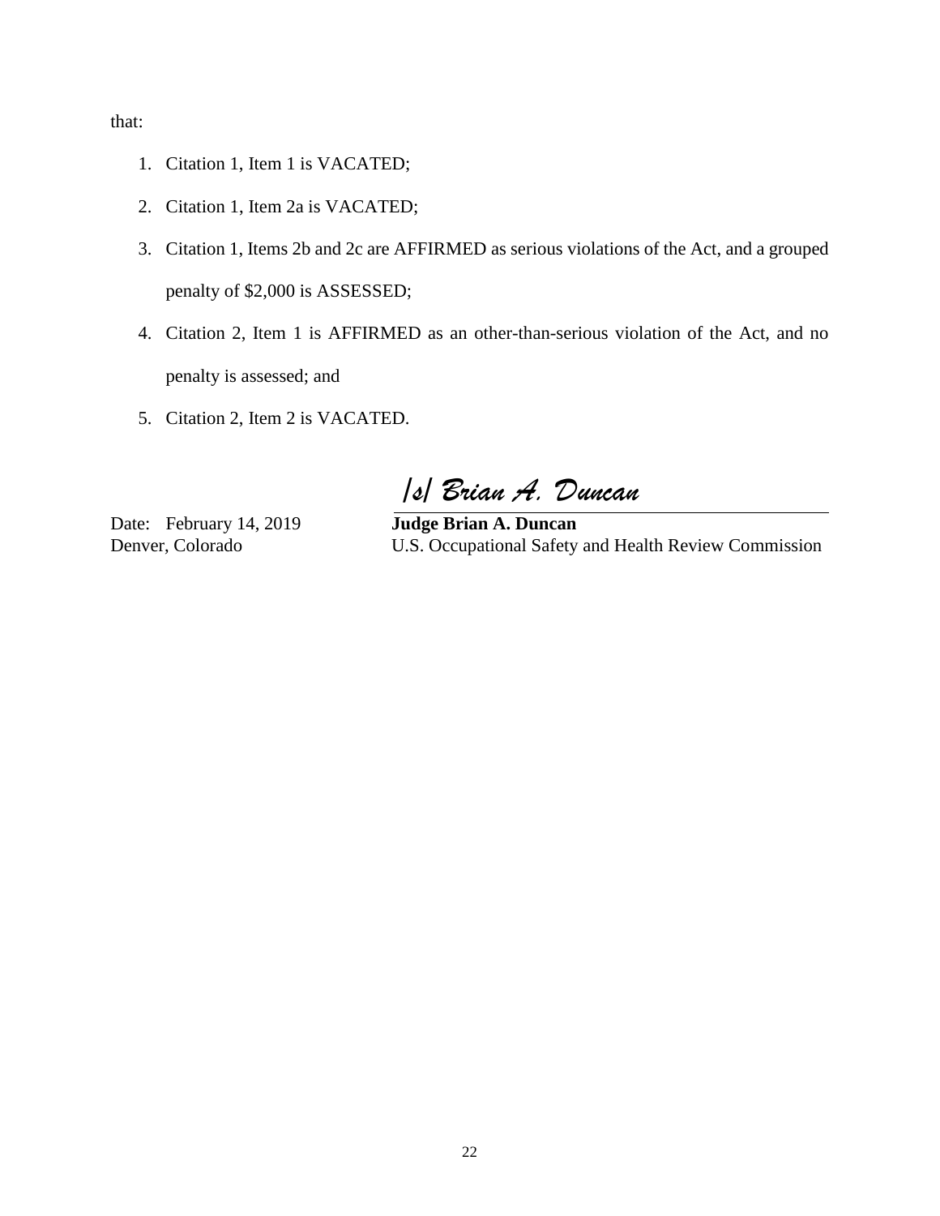that:

1. Citation 1, Item 1 is VACATED;
2. Citation 1, Item 2a is VACATED;
3. Citation 1, Items 2b and 2c are AFFIRMED as serious violations of the Act, and a grouped penalty of $2,000 is ASSESSED;
4. Citation 2, Item 1 is AFFIRMED as an other-than-serious violation of the Act, and no penalty is assessed; and
5. Citation 2, Item 2 is VACATED.

*/s/ Brian A. Duncan*

**Judge Brian A. Duncan**
U.S. Occupational Safety and Health Review Commission

Date: February 14, 2019
Denver, Colorado